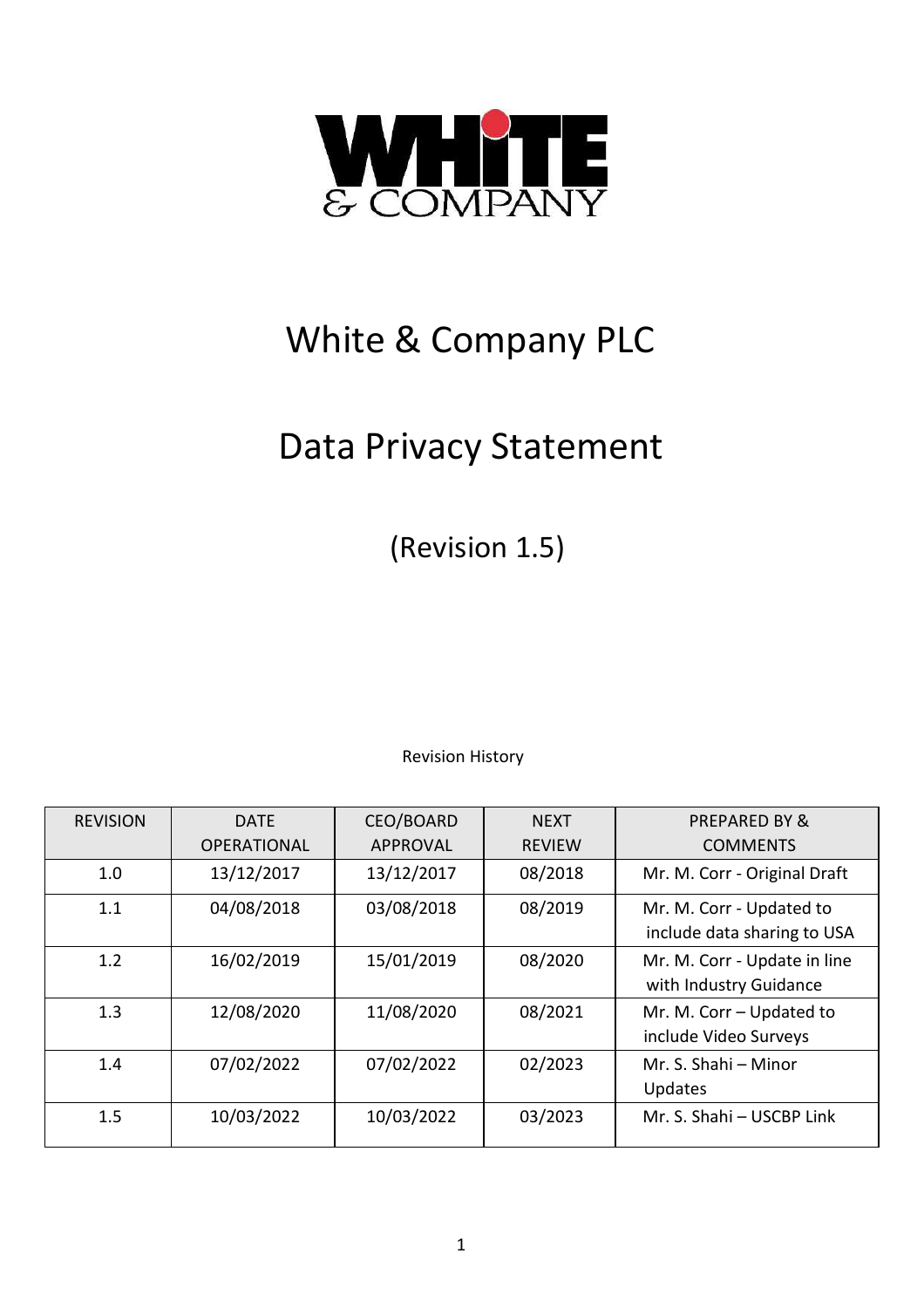# White & Company PLC

# Data Privacy Statement

(Revision 1.5)

Revision History

| REVISION | DATE OPERATIONAL | CEO/BOARD APPROVAL | NEXT REVIEW | PREPARED BY & COMMENTS |
|---|---|---|---|---|
| 1.0 | 13/12/2017 | 13/12/2017 | 08/2018 | Mr. M. Corr - Original Draft |
| 1.1 | 04/08/2018 | 03/08/2018 | 08/2019 | Mr. M. Corr - Updated to include data sharing to USA |
| 1.2 | 16/02/2019 | 15/01/2019 | 08/2020 | Mr. M. Corr - Update in line with Industry Guidance |
| 1.3 | 12/08/2020 | 11/08/2020 | 08/2021 | Mr. M. Corr – Updated to include Video Surveys |
| 1.4 | 07/02/2022 | 07/02/2022 | 02/2023 | Mr. S. Shahi – Minor Updates |
| 1.5 | 10/03/2022 | 10/03/2022 | 03/2023 | Mr. S. Shahi – USCBP Link |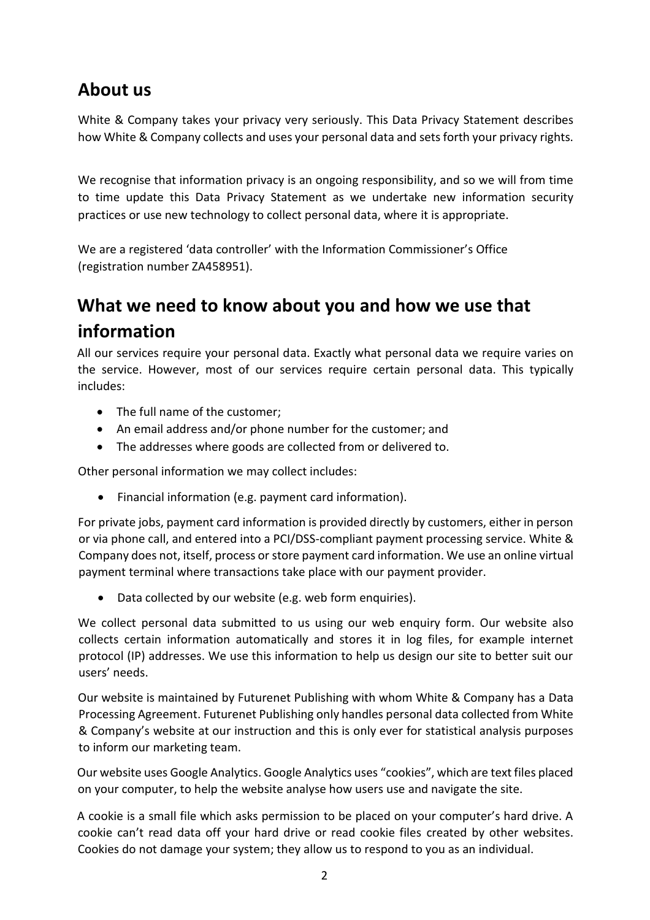## About us

White & Company takes your privacy very seriously. This Data Privacy Statement describes how White & Company collects and uses your personal data and sets forth your privacy rights.

We recognise that information privacy is an ongoing responsibility, and so we will from time to time update this Data Privacy Statement as we undertake new information security practices or use new technology to collect personal data, where it is appropriate.

We are a registered 'data controller' with the Information Commissioner's Office (registration number ZA458951).

## What we need to know about you and how we use that information

All our services require your personal data. Exactly what personal data we require varies on the service. However, most of our services require certain personal data. This typically includes:

- The full name of the customer;
- An email address and/or phone number for the customer; and
- The addresses where goods are collected from or delivered to.

Other personal information we may collect includes:

- Financial information (e.g. payment card information).

For private jobs, payment card information is provided directly by customers, either in person or via phone call, and entered into a PCI/DSS-compliant payment processing service. White & Company does not, itself, process or store payment card information. We use an online virtual payment terminal where transactions take place with our payment provider.

- Data collected by our website (e.g. web form enquiries).

We collect personal data submitted to us using our web enquiry form. Our website also collects certain information automatically and stores it in log files, for example internet protocol (IP) addresses. We use this information to help us design our site to better suit our users' needs.

Our website is maintained by Futurenet Publishing with whom White & Company has a Data Processing Agreement. Futurenet Publishing only handles personal data collected from White & Company's website at our instruction and this is only ever for statistical analysis purposes to inform our marketing team.

Our website uses Google Analytics. Google Analytics uses "cookies", which are text files placed on your computer, to help the website analyse how users use and navigate the site.

A cookie is a small file which asks permission to be placed on your computer's hard drive. A cookie can't read data off your hard drive or read cookie files created by other websites. Cookies do not damage your system; they allow us to respond to you as an individual.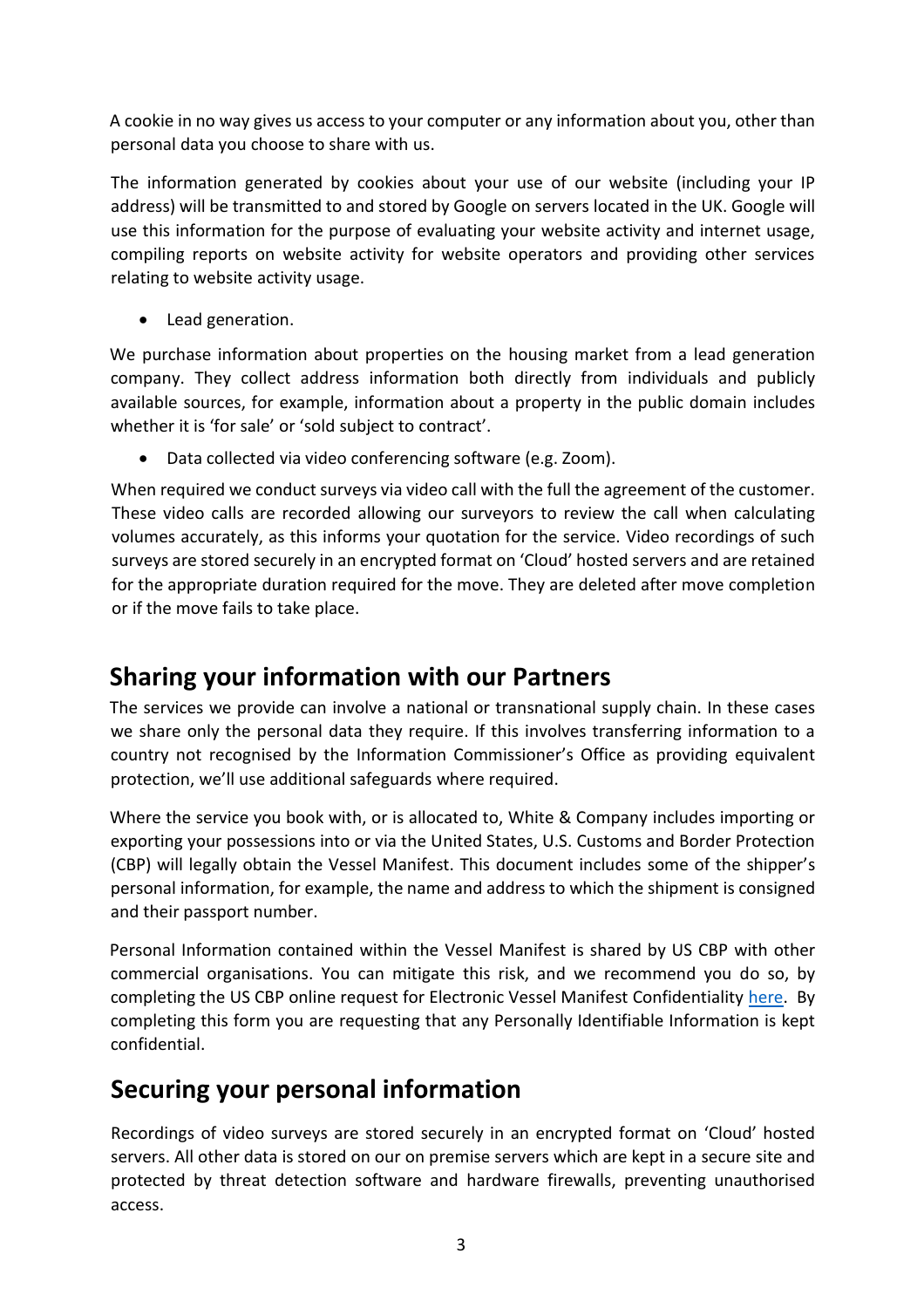A cookie in no way gives us access to your computer or any information about you, other than personal data you choose to share with us.

The information generated by cookies about your use of our website (including your IP address) will be transmitted to and stored by Google on servers located in the UK. Google will use this information for the purpose of evaluating your website activity and internet usage, compiling reports on website activity for website operators and providing other services relating to website activity usage.

- Lead generation.

We purchase information about properties on the housing market from a lead generation company. They collect address information both directly from individuals and publicly available sources, for example, information about a property in the public domain includes whether it is 'for sale' or 'sold subject to contract'.

- Data collected via video conferencing software (e.g. Zoom).

When required we conduct surveys via video call with the full the agreement of the customer. These video calls are recorded allowing our surveyors to review the call when calculating volumes accurately, as this informs your quotation for the service. Video recordings of such surveys are stored securely in an encrypted format on 'Cloud' hosted servers and are retained for the appropriate duration required for the move. They are deleted after move completion or if the move fails to take place.

## Sharing your information with our Partners

The services we provide can involve a national or transnational supply chain. In these cases we share only the personal data they require. If this involves transferring information to a country not recognised by the Information Commissioner's Office as providing equivalent protection, we'll use additional safeguards where required.

Where the service you book with, or is allocated to, White & Company includes importing or exporting your possessions into or via the United States, U.S. Customs and Border Protection (CBP) will legally obtain the Vessel Manifest. This document includes some of the shipper's personal information, for example, the name and address to which the shipment is consigned and their passport number.

Personal Information contained within the Vessel Manifest is shared by US CBP with other commercial organisations. You can mitigate this risk, and we recommend you do so, by completing the US CBP online request for Electronic Vessel Manifest Confidentiality here. By completing this form you are requesting that any Personally Identifiable Information is kept confidential.

## Securing your personal information

Recordings of video surveys are stored securely in an encrypted format on 'Cloud' hosted servers. All other data is stored on our on premise servers which are kept in a secure site and protected by threat detection software and hardware firewalls, preventing unauthorised access.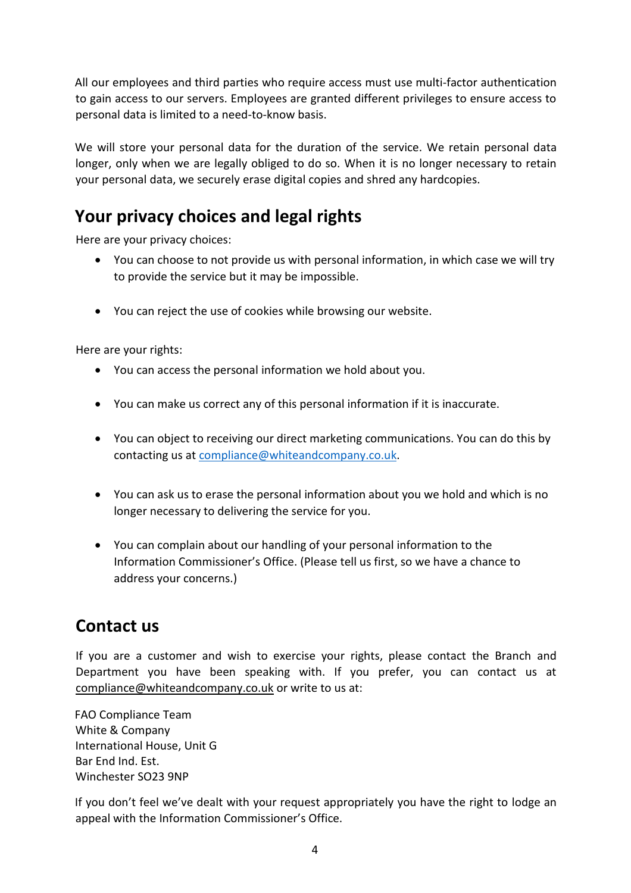All our employees and third parties who require access must use multi-factor authentication to gain access to our servers. Employees are granted different privileges to ensure access to personal data is limited to a need-to-know basis.

We will store your personal data for the duration of the service. We retain personal data longer, only when we are legally obliged to do so. When it is no longer necessary to retain your personal data, we securely erase digital copies and shred any hardcopies.

## Your privacy choices and legal rights

Here are your privacy choices:

- You can choose to not provide us with personal information, in which case we will try to provide the service but it may be impossible.

- You can reject the use of cookies while browsing our website.

Here are your rights:

- You can access the personal information we hold about you.

- You can make us correct any of this personal information if it is inaccurate.

- You can object to receiving our direct marketing communications. You can do this by contacting us at compliance@whiteandcompany.co.uk.

- You can ask us to erase the personal information about you we hold and which is no longer necessary to delivering the service for you.

- You can complain about our handling of your personal information to the Information Commissioner's Office. (Please tell us first, so we have a chance to address your concerns.)

## Contact us

If you are a customer and wish to exercise your rights, please contact the Branch and Department you have been speaking with. If you prefer, you can contact us at compliance@whiteandcompany.co.uk or write to us at:

FAO Compliance Team
White & Company
International House, Unit G
Bar End Ind. Est.
Winchester SO23 9NP

If you don't feel we've dealt with your request appropriately you have the right to lodge an appeal with the Information Commissioner's Office.